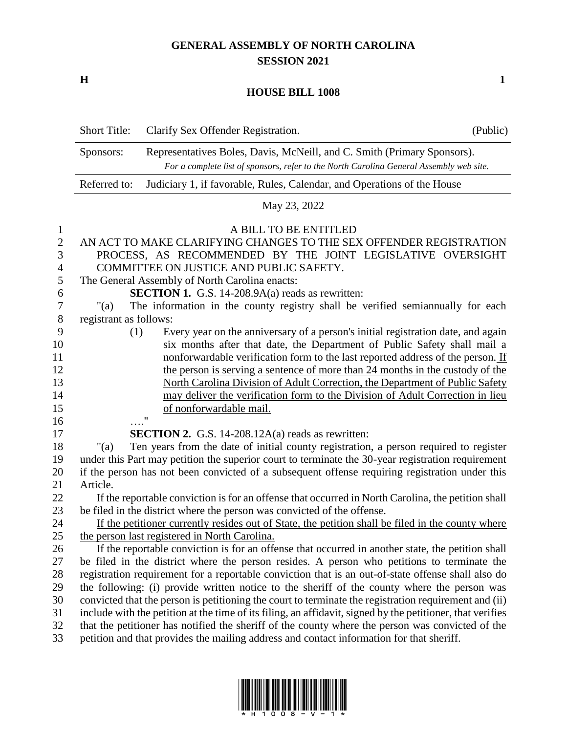# GENERAL ASSEMBLY OF NORTH CAROLINA
## SESSION 2021

**H** **1**

## HOUSE BILL 1008

| Short Title: | Clarify Sex Offender Registration. | (Public) |
|---|---|---|
| Sponsors: | Representatives Boles, Davis, McNeill, and C. Smith (Primary Sponsors). *For a complete list of sponsors, refer to the North Carolina General Assembly web site.* | |
| Referred to: | Judiciary 1, if favorable, Rules, Calendar, and Operations of the House | |

May 23, 2022

A BILL TO BE ENTITLED

AN ACT TO MAKE CLARIFYING CHANGES TO THE SEX OFFENDER REGISTRATION PROCESS, AS RECOMMENDED BY THE JOINT LEGISLATIVE OVERSIGHT COMMITTEE ON JUSTICE AND PUBLIC SAFETY.

The General Assembly of North Carolina enacts:

**SECTION 1.** G.S. 14-208.9A(a) reads as rewritten:

"(a) The information in the county registry shall be verified semiannually for each registrant as follows:

(1) Every year on the anniversary of a person's initial registration date, and again six months after that date, the Department of Public Safety shall mail a nonforwardable verification form to the last reported address of the person. If the person is serving a sentence of more than 24 months in the custody of the North Carolina Division of Adult Correction, the Department of Public Safety may deliver the verification form to the Division of Adult Correction in lieu of nonforwardable mail.

…."

**SECTION 2.** G.S. 14-208.12A(a) reads as rewritten:

"(a) Ten years from the date of initial county registration, a person required to register under this Part may petition the superior court to terminate the 30-year registration requirement if the person has not been convicted of a subsequent offense requiring registration under this Article.

If the reportable conviction is for an offense that occurred in North Carolina, the petition shall be filed in the district where the person was convicted of the offense.

If the petitioner currently resides out of State, the petition shall be filed in the county where the person last registered in North Carolina.

If the reportable conviction is for an offense that occurred in another state, the petition shall be filed in the district where the person resides. A person who petitions to terminate the registration requirement for a reportable conviction that is an out-of-state offense shall also do the following: (i) provide written notice to the sheriff of the county where the person was convicted that the person is petitioning the court to terminate the registration requirement and (ii) include with the petition at the time of its filing, an affidavit, signed by the petitioner, that verifies that the petitioner has notified the sheriff of the county where the person was convicted of the petition and that provides the mailing address and contact information for that sheriff.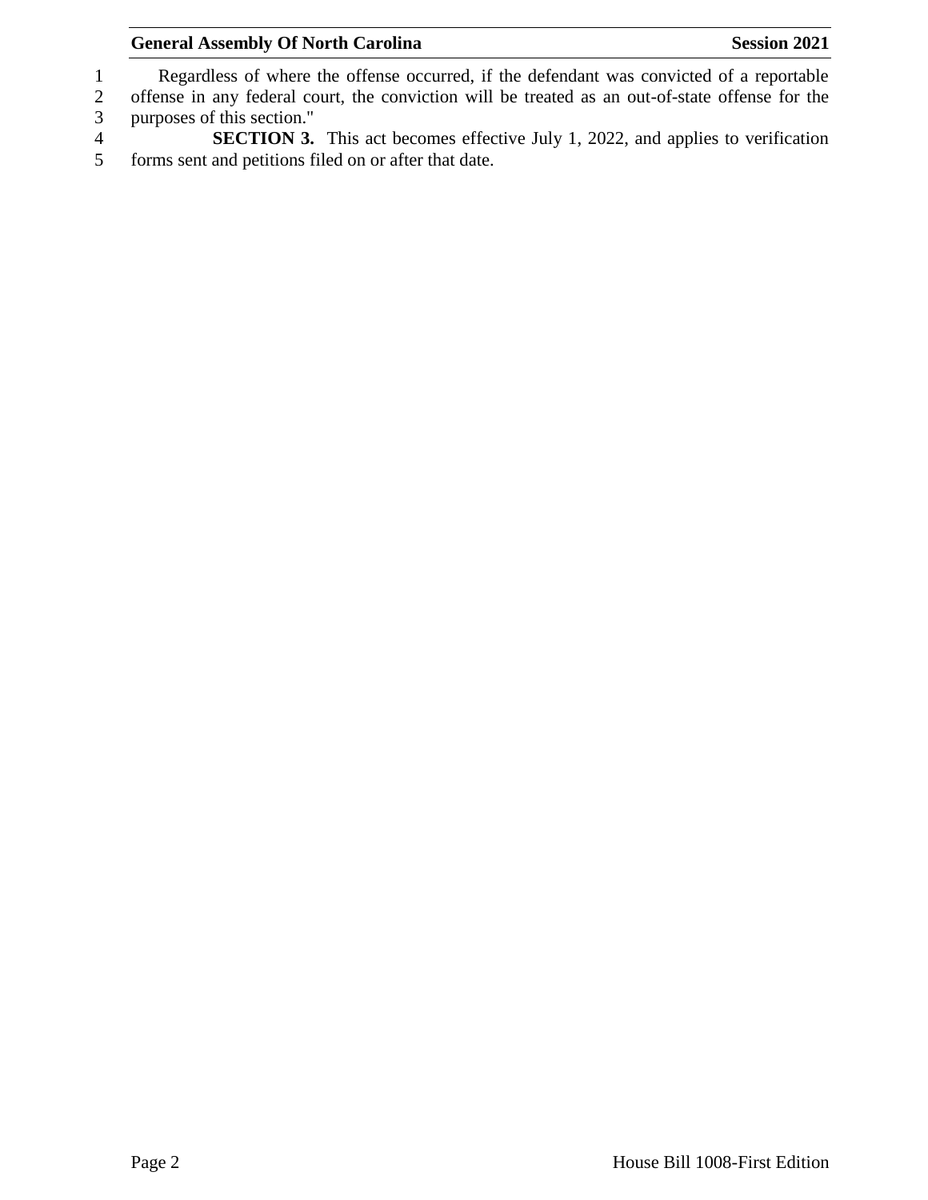Regardless of where the offense occurred, if the defendant was convicted of a reportable offense in any federal court, the conviction will be treated as an out-of-state offense for the purposes of this section."

**SECTION 3.** This act becomes effective July 1, 2022, and applies to verification forms sent and petitions filed on or after that date.